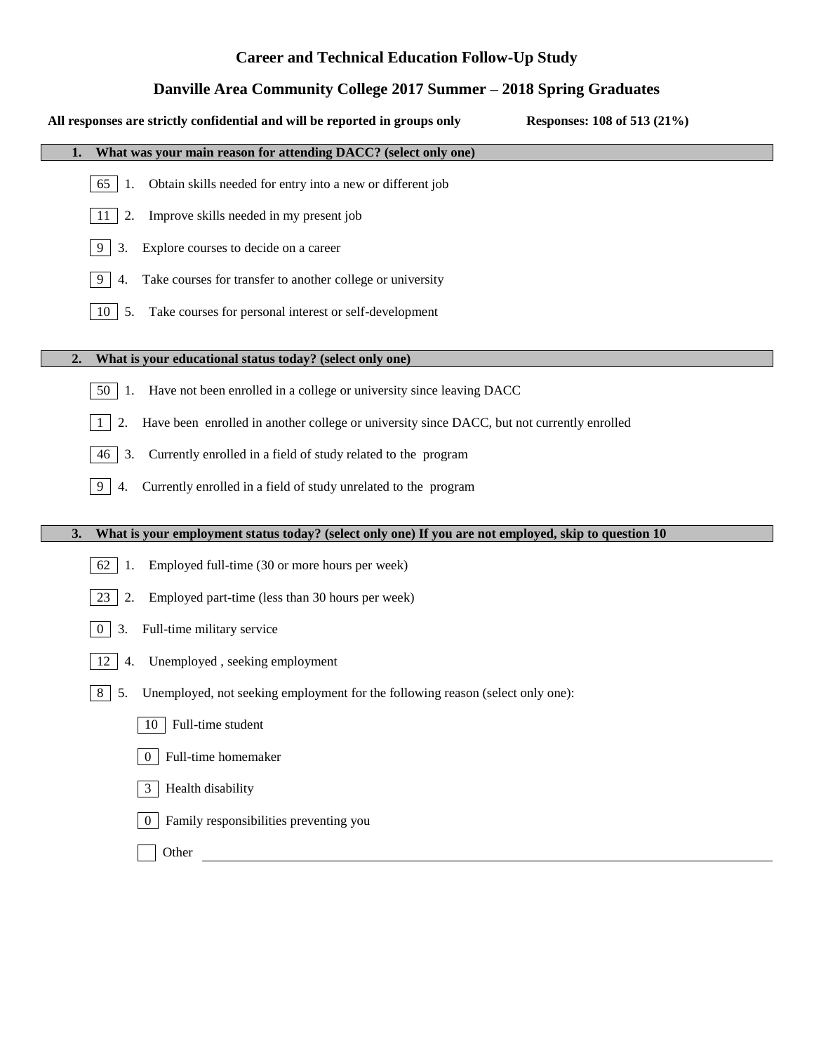# Career and Technical Education Follow-Up Study

## Danville Area Community College 2017 Summer – 2018 Spring Graduates

**All responses are strictly confidential and will be reported in groups only** **Responses: 108 of 513 (21%)**

### 1. What was your main reason for attending DACC? (select only one)

- 65 — 1. Obtain skills needed for entry into a new or different job
- 11 — 2. Improve skills needed in my present job
- 9 — 3. Explore courses to decide on a career
- 9 — 4. Take courses for transfer to another college or university
- 10 — 5. Take courses for personal interest or self-development

### 2. What is your educational status today? (select only one)

- 50 — 1. Have not been enrolled in a college or university since leaving DACC
- 1 — 2. Have been enrolled in another college or university since DACC, but not currently enrolled
- 46 — 3. Currently enrolled in a field of study related to the program
- 9 — 4. Currently enrolled in a field of study unrelated to the program

### 3. What is your employment status today? (select only one) If you are not employed, skip to question 10

- 62 — 1. Employed full-time (30 or more hours per week)
- 23 — 2. Employed part-time (less than 30 hours per week)
- 0 — 3. Full-time military service
- 12 — 4. Unemployed , seeking employment
- 8 — 5. Unemployed, not seeking employment for the following reason (select only one):
  - 10 — Full-time student
  - 0 — Full-time homemaker
  - 3 — Health disability
  - 0 — Family responsibilities preventing you
  - Other ____________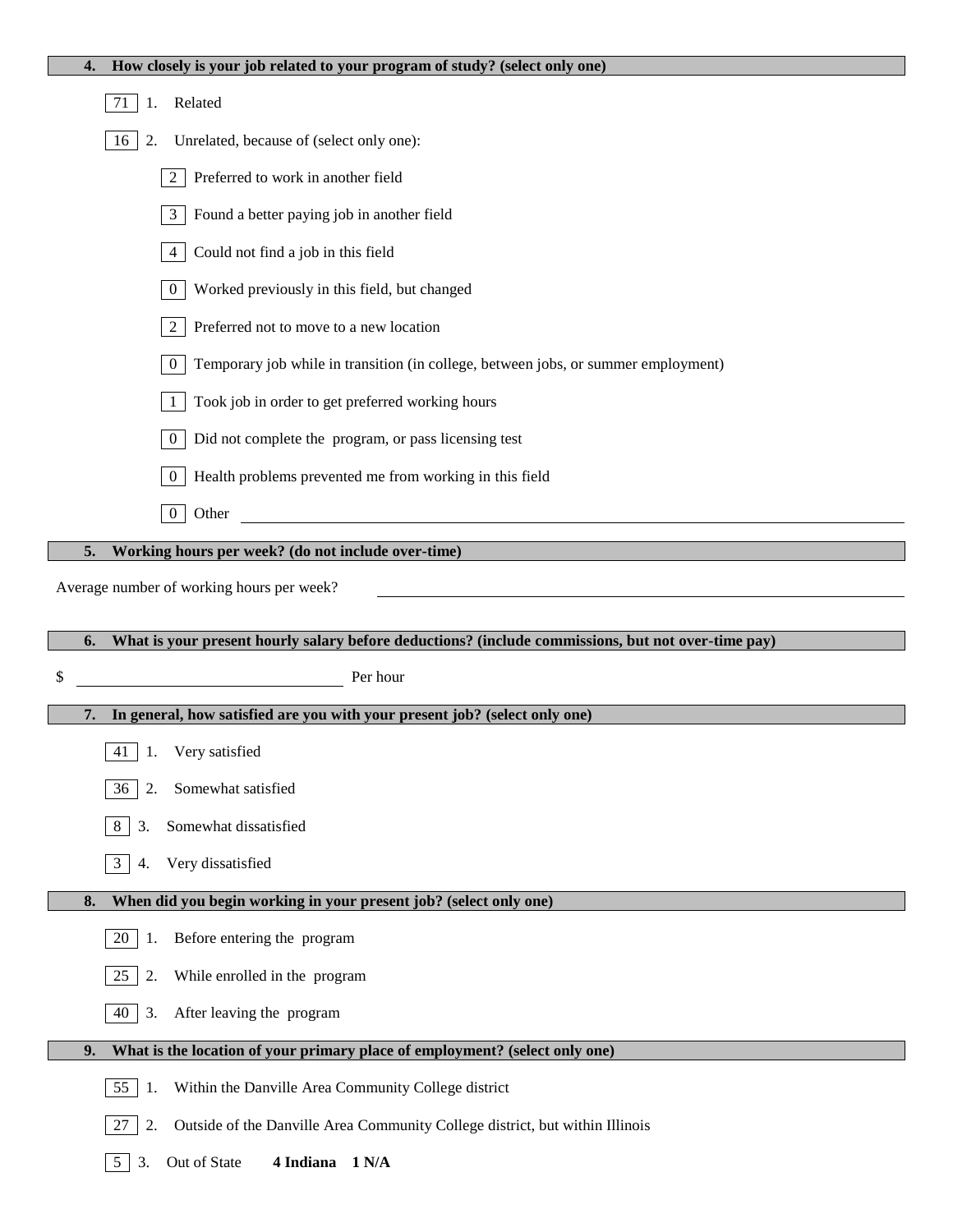**4. How closely is your job related to your program of study? (select only one)**

- 71 — 1. Related
- 16 — 2. Unrelated, because of (select only one):
  - 2 — Preferred to work in another field
  - 3 — Found a better paying job in another field
  - 4 — Could not find a job in this field
  - 0 — Worked previously in this field, but changed
  - 2 — Preferred not to move to a new location
  - 0 — Temporary job while in transition (in college, between jobs, or summer employment)
  - 1 — Took job in order to get preferred working hours
  - 0 — Did not complete the program, or pass licensing test
  - 0 — Health problems prevented me from working in this field
  - 0 — Other ______

**5. Working hours per week? (do not include over-time)**

Average number of working hours per week? ______

**6. What is your present hourly salary before deductions? (include commissions, but not over-time pay)**

$ ______ Per hour

**7. In general, how satisfied are you with your present job? (select only one)**

- 41 — 1. Very satisfied
- 36 — 2. Somewhat satisfied
- 8 — 3. Somewhat dissatisfied
- 3 — 4. Very dissatisfied

**8. When did you begin working in your present job? (select only one)**

- 20 — 1. Before entering the program
- 25 — 2. While enrolled in the program
- 40 — 3. After leaving the program

**9. What is the location of your primary place of employment? (select only one)**

- 55 — 1. Within the Danville Area Community College district
- 27 — 2. Outside of the Danville Area Community College district, but within Illinois
- 5 — 3. Out of State **4 Indiana 1 N/A**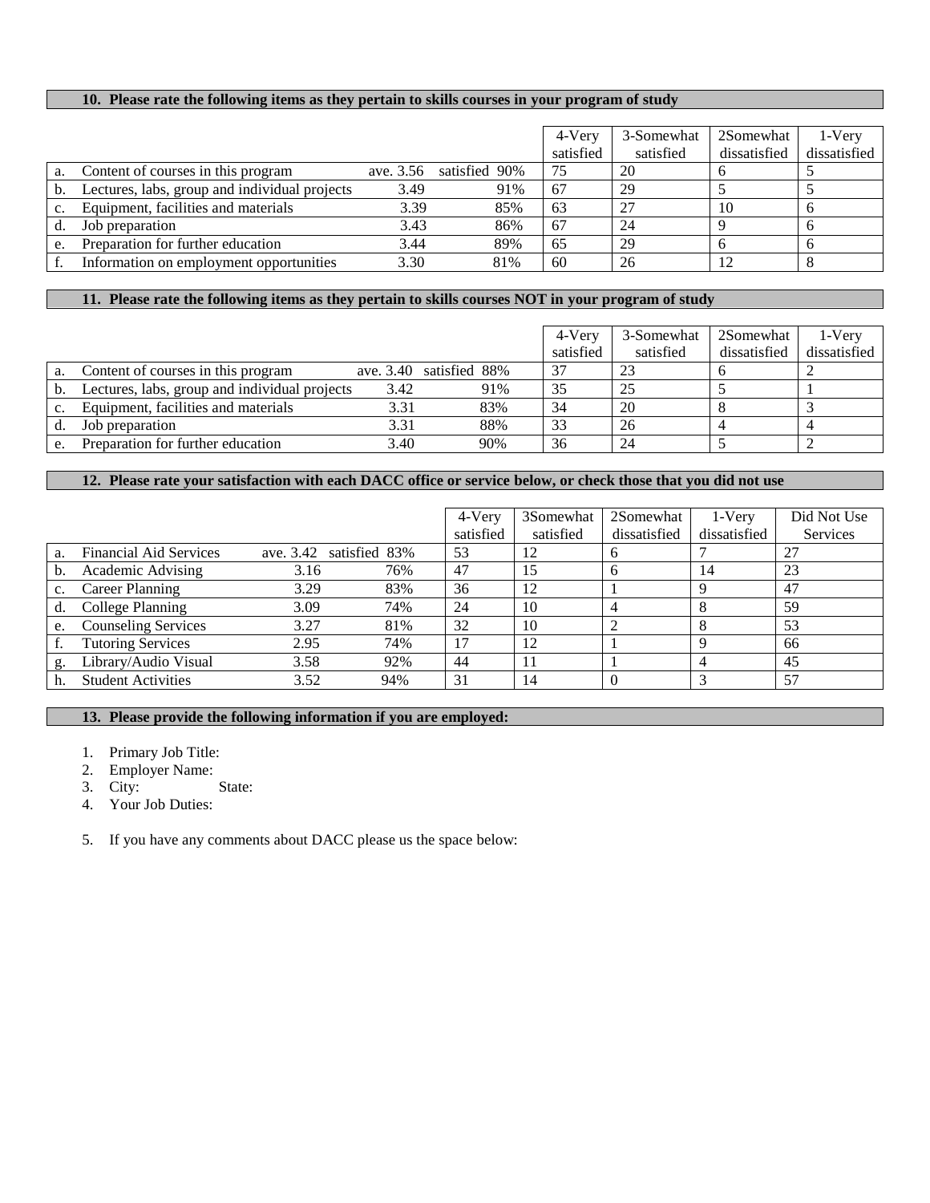**10. Please rate the following items as they pertain to skills courses in your program of study**

| | | | | 4-Very satisfied | 3-Somewhat satisfied | 2Somewhat dissatisfied | 1-Very dissatisfied |
|---|---|---|---|---|---|---|---|
| a. | Content of courses in this program | ave. 3.56 | satisfied 90% | 75 | 20 | 6 | 5 |
| b. | Lectures, labs, group and individual projects | 3.49 | 91% | 67 | 29 | 5 | 5 |
| c. | Equipment, facilities and materials | 3.39 | 85% | 63 | 27 | 10 | 6 |
| d. | Job preparation | 3.43 | 86% | 67 | 24 | 9 | 6 |
| e. | Preparation for further education | 3.44 | 89% | 65 | 29 | 6 | 6 |
| f. | Information on employment opportunities | 3.30 | 81% | 60 | 26 | 12 | 8 |

**11. Please rate the following items as they pertain to skills courses NOT in your program of study**

| | | | | 4-Very satisfied | 3-Somewhat satisfied | 2Somewhat dissatisfied | 1-Very dissatisfied |
|---|---|---|---|---|---|---|---|
| a. | Content of courses in this program | ave. 3.40 | satisfied 88% | 37 | 23 | 6 | 2 |
| b. | Lectures, labs, group and individual projects | 3.42 | 91% | 35 | 25 | 5 | 1 |
| c. | Equipment, facilities and materials | 3.31 | 83% | 34 | 20 | 8 | 3 |
| d. | Job preparation | 3.31 | 88% | 33 | 26 | 4 | 4 |
| e. | Preparation for further education | 3.40 | 90% | 36 | 24 | 5 | 2 |

**12. Please rate your satisfaction with each DACC office or service below, or check those that you did not use**

| | | | | 4-Very satisfied | 3Somewhat satisfied | 2Somewhat dissatisfied | 1-Very dissatisfied | Did Not Use Services |
|---|---|---|---|---|---|---|---|---|
| a. | Financial Aid Services | ave. 3.42 | satisfied 83% | 53 | 12 | 6 | 7 | 27 |
| b. | Academic Advising | 3.16 | 76% | 47 | 15 | 6 | 14 | 23 |
| c. | Career Planning | 3.29 | 83% | 36 | 12 | 1 | 9 | 47 |
| d. | College Planning | 3.09 | 74% | 24 | 10 | 4 | 8 | 59 |
| e. | Counseling Services | 3.27 | 81% | 32 | 10 | 2 | 8 | 53 |
| f. | Tutoring Services | 2.95 | 74% | 17 | 12 | 1 | 9 | 66 |
| g. | Library/Audio Visual | 3.58 | 92% | 44 | 11 | 1 | 4 | 45 |
| h. | Student Activities | 3.52 | 94% | 31 | 14 | 0 | 3 | 57 |

**13. Please provide the following information if you are employed:**

1. Primary Job Title:
2. Employer Name:
3. City: State:
4. Your Job Duties:

5. If you have any comments about DACC please us the space below: